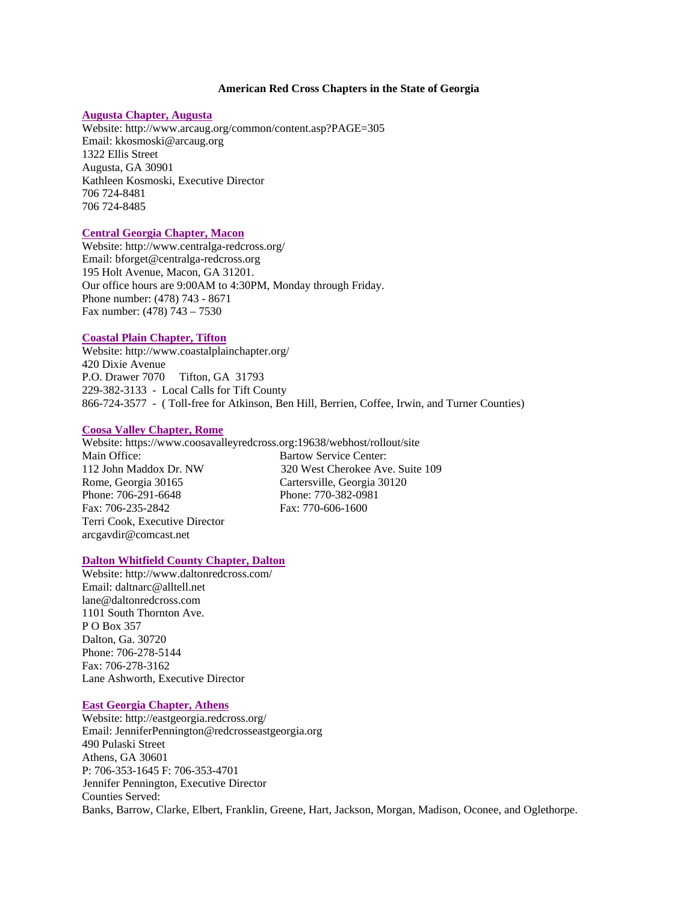**American Red Cross Chapters in the State of Georgia**

**Augusta Chapter, Augusta**

Website: http://www.arcaug.org/common/content.asp?PAGE=305
Email: kkosmoski@arcaug.org
1322 Ellis Street
Augusta, GA 30901
Kathleen Kosmoski, Executive Director
706 724-8481
706 724-8485

**Central Georgia Chapter, Macon**

Website: http://www.centralga-redcross.org/
Email: bforget@centralga-redcross.org
195 Holt Avenue, Macon, GA 31201.
Our office hours are 9:00AM to 4:30PM, Monday through Friday.
Phone number: (478) 743 - 8671
Fax number: (478) 743 – 7530

**Coastal Plain Chapter, Tifton**

Website: http://www.coastalplainchapter.org/
420 Dixie Avenue
P.O. Drawer 7070 Tifton, GA 31793
229-382-3133 - Local Calls for Tift County
866-724-3577 - ( Toll-free for Atkinson, Ben Hill, Berrien, Coffee, Irwin, and Turner Counties)

**Coosa Valley Chapter, Rome**

Website: https://www.coosavalleyredcross.org:19638/webhost/rollout/site

Main Office:
112 John Maddox Dr. NW
Rome, Georgia 30165
Phone: 706-291-6648
Fax: 706-235-2842
Terri Cook, Executive Director
arcgavdir@comcast.net

Bartow Service Center:
320 West Cherokee Ave. Suite 109
Cartersville, Georgia 30120
Phone: 770-382-0981
Fax: 770-606-1600

**Dalton Whitfield County Chapter, Dalton**

Website: http://www.daltonredcross.com/
Email: daltnarc@alltell.net
lane@daltonredcross.com
1101 South Thornton Ave.
P O Box 357
Dalton, Ga. 30720
Phone: 706-278-5144
Fax: 706-278-3162
Lane Ashworth, Executive Director

**East Georgia Chapter, Athens**

Website: http://eastgeorgia.redcross.org/
Email: JenniferPennington@redcrosseastgeorgia.org
490 Pulaski Street
Athens, GA 30601
P: 706-353-1645 F: 706-353-4701
Jennifer Pennington, Executive Director
Counties Served:
Banks, Barrow, Clarke, Elbert, Franklin, Greene, Hart, Jackson, Morgan, Madison, Oconee, and Oglethorpe.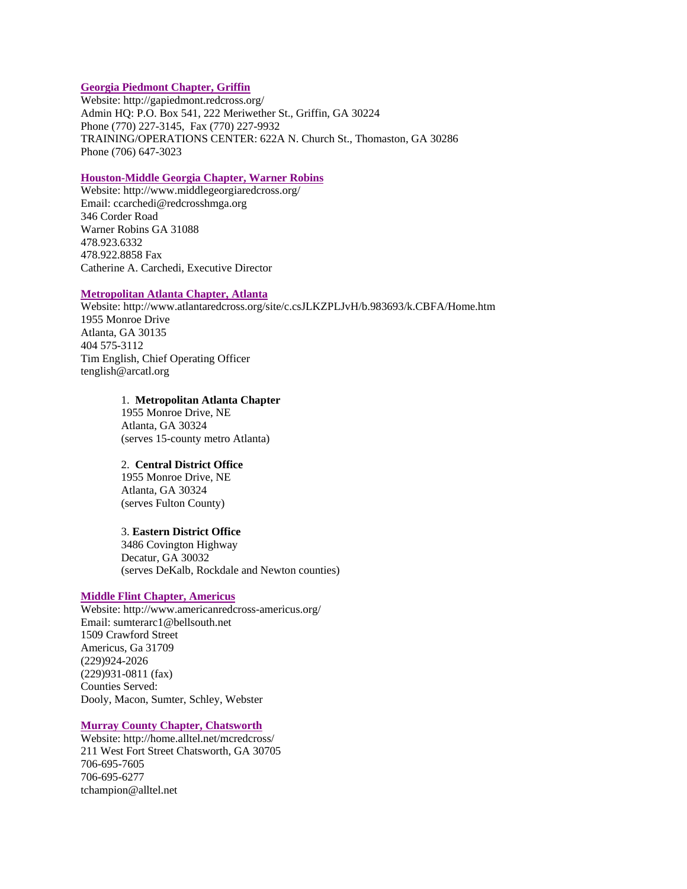### Georgia Piedmont Chapter, Griffin

Website: http://gapiedmont.redcross.org/
Admin HQ: P.O. Box 541, 222 Meriwether St., Griffin, GA 30224
Phone (770) 227-3145, Fax (770) 227-9932
TRAINING/OPERATIONS CENTER: 622A N. Church St., Thomaston, GA 30286
Phone (706) 647-3023

### Houston-Middle Georgia Chapter, Warner Robins

Website: http://www.middlegeorgiaredcross.org/
Email: ccarchedi@redcrosshmga.org
346 Corder Road
Warner Robins GA 31088
478.923.6332
478.922.8858 Fax
Catherine A. Carchedi, Executive Director

### Metropolitan Atlanta Chapter, Atlanta

Website: http://www.atlantaredcross.org/site/c.csJLKZPLJvH/b.983693/k.CBFA/Home.htm
1955 Monroe Drive
Atlanta, GA 30135
404 575-3112
Tim English, Chief Operating Officer
tenglish@arcatl.org

1. **Metropolitan Atlanta Chapter**
   1955 Monroe Drive, NE
   Atlanta, GA 30324
   (serves 15-county metro Atlanta)

2. **Central District Office**
   1955 Monroe Drive, NE
   Atlanta, GA 30324
   (serves Fulton County)

3. **Eastern District Office**
   3486 Covington Highway
   Decatur, GA 30032
   (serves DeKalb, Rockdale and Newton counties)

### Middle Flint Chapter, Americus

Website: http://www.americanredcross-americus.org/
Email: sumterarc1@bellsouth.net
1509 Crawford Street
Americus, Ga 31709
(229)924-2026
(229)931-0811 (fax)
Counties Served:
Dooly, Macon, Sumter, Schley, Webster

### Murray County Chapter, Chatsworth

Website: http://home.alltel.net/mcredcross/
211 West Fort Street Chatsworth, GA 30705
706-695-7605
706-695-6277
tchampion@alltel.net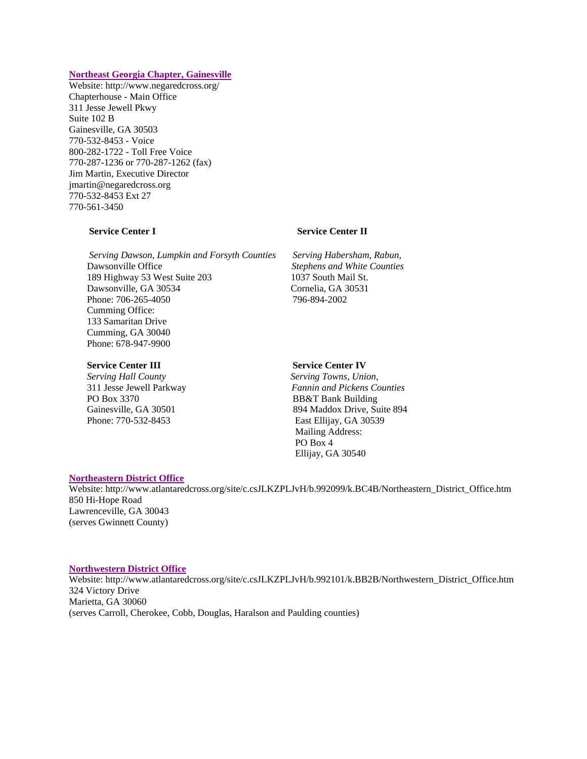**Northeast Georgia Chapter, Gainesville**

Website: http://www.negaredcross.org/
Chapterhouse - Main Office
311 Jesse Jewell Pkwy
Suite 102 B
Gainesville, GA 30503
770-532-8453 - Voice
800-282-1722 - Toll Free Voice
770-287-1236 or 770-287-1262 (fax)
Jim Martin, Executive Director
jmartin@negaredcross.org
770-532-8453 Ext 27
770-561-3450

**Service Center I**

*Serving Dawson, Lumpkin and Forsyth Counties*
Dawsonville Office
189 Highway 53 West Suite 203
Dawsonville, GA 30534
Phone: 706-265-4050
Cumming Office:
133 Samaritan Drive
Cumming, GA 30040
Phone: 678-947-9900

**Service Center II**

*Serving Habersham, Rabun, Stephens and White Counties*
1037 South Mail St.
Cornelia, GA 30531
796-894-2002

**Service Center III**

*Serving Hall County*
311 Jesse Jewell Parkway
PO Box 3370
Gainesville, GA 30501
Phone: 770-532-8453

**Service Center IV**

*Serving Towns, Union, Fannin and Pickens Counties*
BB&T Bank Building
894 Maddox Drive, Suite 894
East Ellijay, GA 30539
Mailing Address:
PO Box 4
Ellijay, GA 30540

**Northeastern District Office**

Website: http://www.atlantaredcross.org/site/c.csJLKZPLJvH/b.992099/k.BC4B/Northeastern_District_Office.htm
850 Hi-Hope Road
Lawrenceville, GA 30043
(serves Gwinnett County)

**Northwestern District Office**

Website: http://www.atlantaredcross.org/site/c.csJLKZPLJvH/b.992101/k.BB2B/Northwestern_District_Office.htm
324 Victory Drive
Marietta, GA 30060
(serves Carroll, Cherokee, Cobb, Douglas, Haralson and Paulding counties)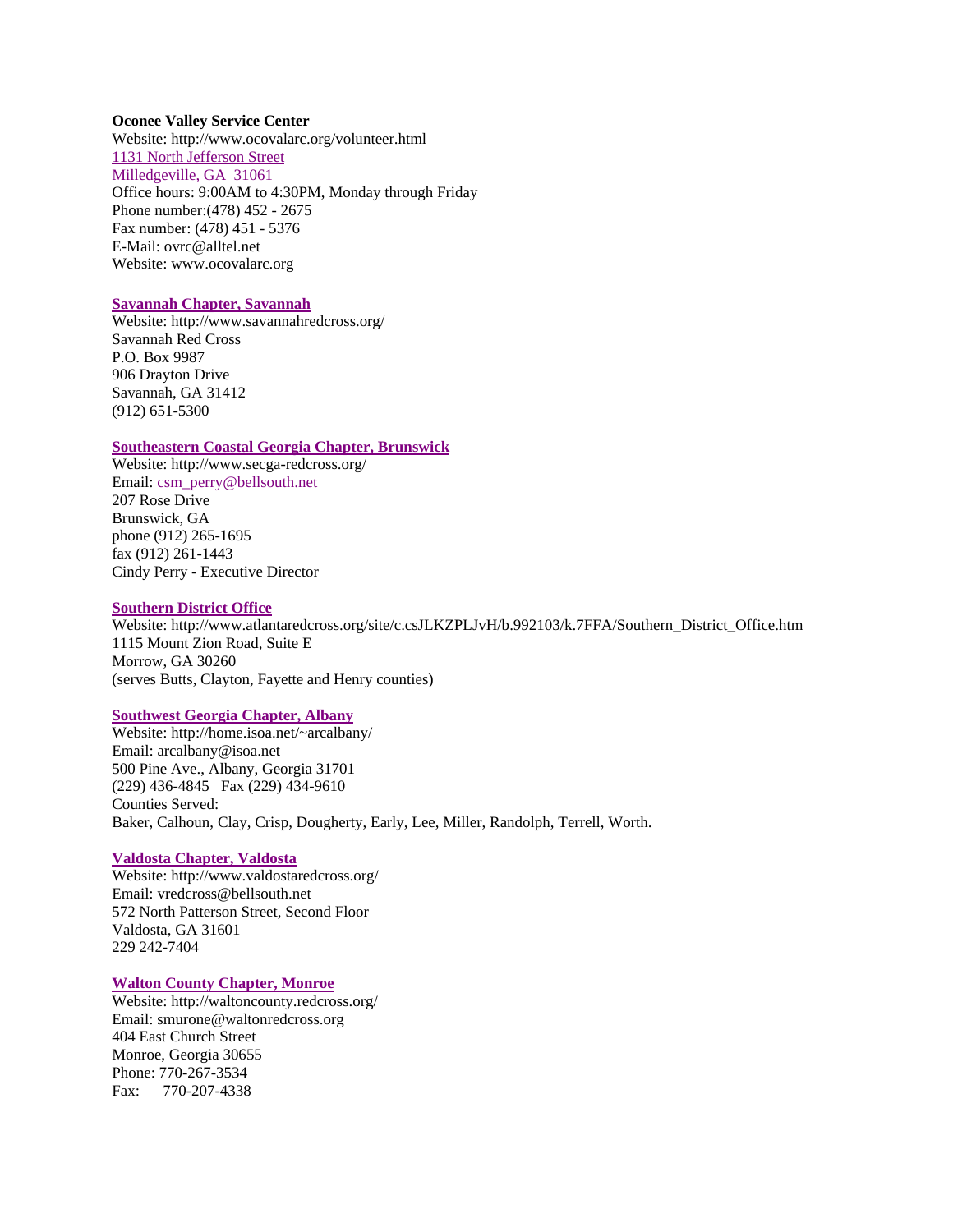**Oconee Valley Service Center**
Website: http://www.ocovalarc.org/volunteer.html
1131 North Jefferson Street
Milledgeville, GA 31061
Office hours: 9:00AM to 4:30PM, Monday through Friday
Phone number:(478) 452 - 2675
Fax number: (478) 451 - 5376
E-Mail: ovrc@alltel.net
Website: www.ocovalarc.org

**Savannah Chapter, Savannah**
Website: http://www.savannahredcross.org/
Savannah Red Cross
P.O. Box 9987
906 Drayton Drive
Savannah, GA 31412
(912) 651-5300

**Southeastern Coastal Georgia Chapter, Brunswick**
Website: http://www.secga-redcross.org/
Email: csm_perry@bellsouth.net
207 Rose Drive
Brunswick, GA
phone (912) 265-1695
fax (912) 261-1443
Cindy Perry - Executive Director

**Southern District Office**
Website: http://www.atlantaredcross.org/site/c.csJLKZPLJvH/b.992103/k.7FFA/Southern_District_Office.htm
1115 Mount Zion Road, Suite E
Morrow, GA 30260
(serves Butts, Clayton, Fayette and Henry counties)

**Southwest Georgia Chapter, Albany**
Website: http://home.isoa.net/~arcalbany/
Email: arcalbany@isoa.net
500 Pine Ave., Albany, Georgia 31701
(229) 436-4845 Fax (229) 434-9610
Counties Served:
Baker, Calhoun, Clay, Crisp, Dougherty, Early, Lee, Miller, Randolph, Terrell, Worth.

**Valdosta Chapter, Valdosta**
Website: http://www.valdostaredcross.org/
Email: vredcross@bellsouth.net
572 North Patterson Street, Second Floor
Valdosta, GA 31601
229 242-7404

**Walton County Chapter, Monroe**
Website: http://waltoncounty.redcross.org/
Email: smurone@waltonredcross.org
404 East Church Street
Monroe, Georgia 30655
Phone: 770-267-3534
Fax: 770-207-4338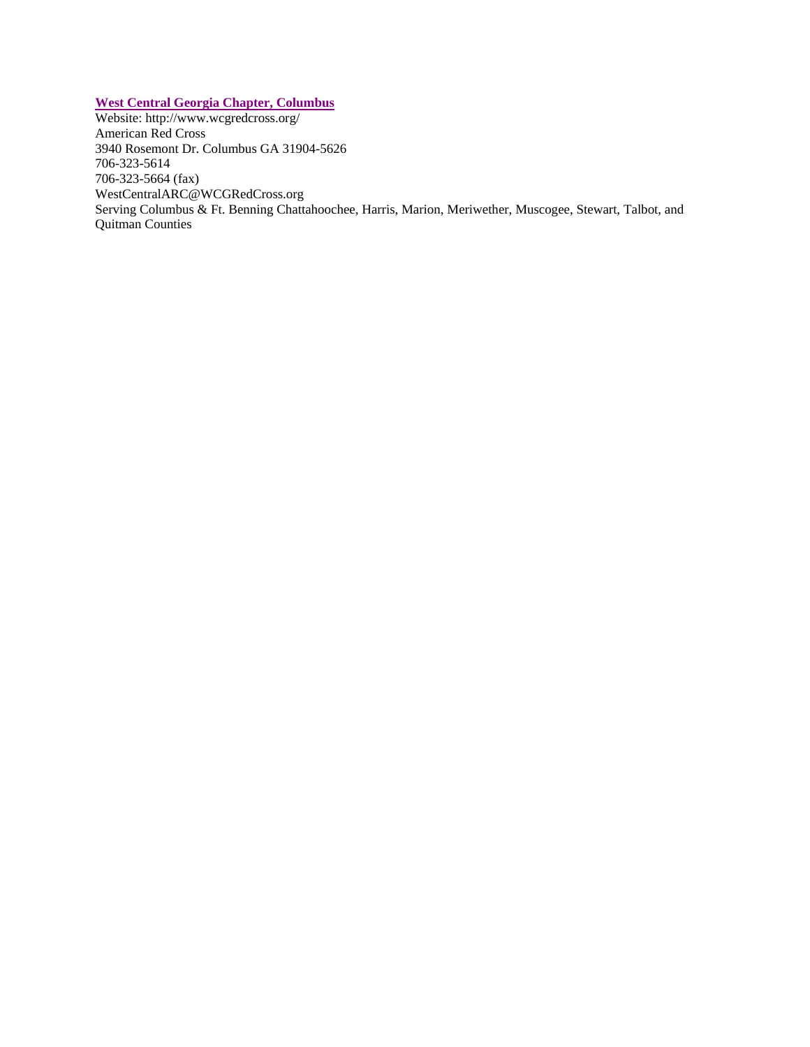**West Central Georgia Chapter, Columbus**

Website: http://www.wcgredcross.org/
American Red Cross
3940 Rosemont Dr. Columbus GA 31904-5626
706-323-5614
706-323-5664 (fax)
WestCentralARC@WCGRedCross.org
Serving Columbus & Ft. Benning Chattahoochee, Harris, Marion, Meriwether, Muscogee, Stewart, Talbot, and Quitman Counties